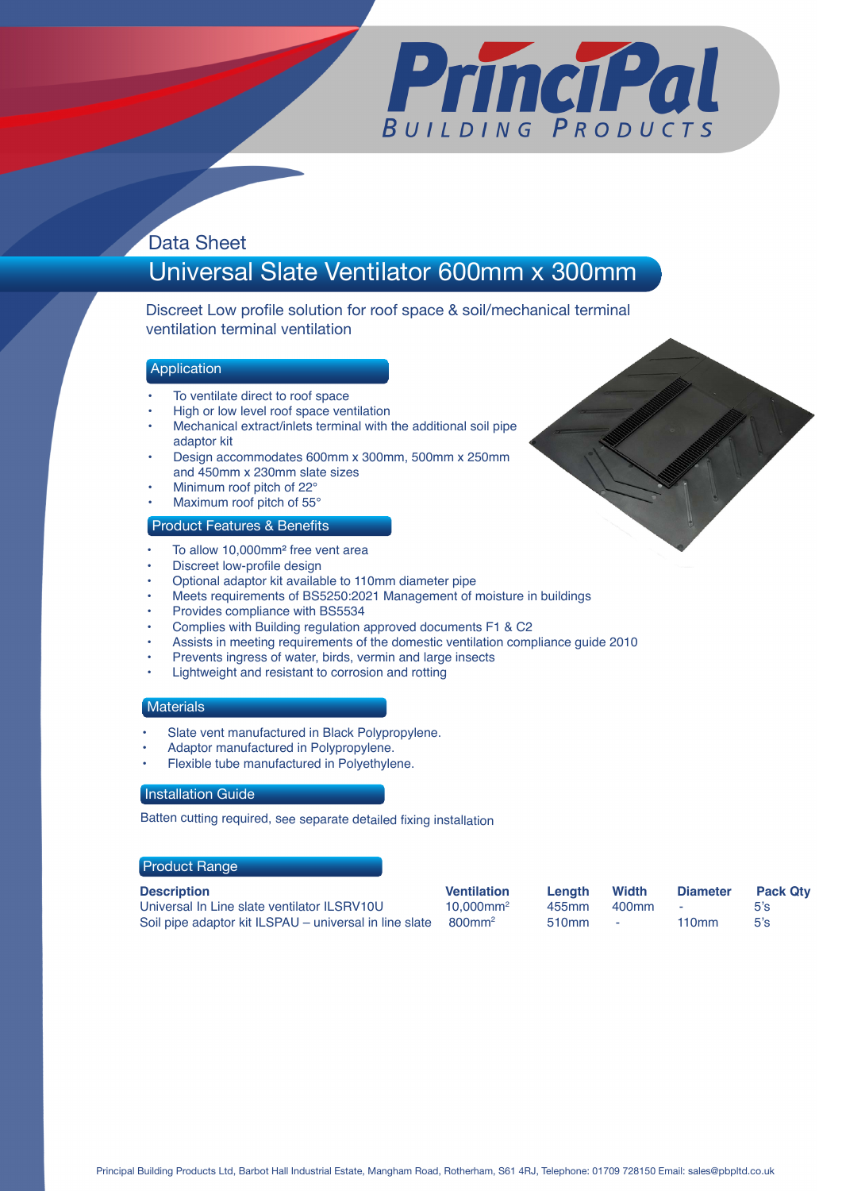# PrinciPal
BUILDING PRODUCTS

Data Sheet

## Universal Slate Ventilator 600mm x 300mm

Discreet Low profile solution for roof space & soil/mechanical terminal ventilation terminal ventilation

### Application

- To ventilate direct to roof space
- High or low level roof space ventilation
- Mechanical extract/inlets terminal with the additional soil pipe adaptor kit
- Design accommodates 600mm x 300mm, 500mm x 250mm and 450mm x 230mm slate sizes
- Minimum roof pitch of 22°
- Maximum roof pitch of 55°

### Product Features & Benefits

- To allow 10,000mm² free vent area
- Discreet low-profile design
- Optional adaptor kit available to 110mm diameter pipe
- Meets requirements of BS5250:2021 Management of moisture in buildings
- Provides compliance with BS5534
- Complies with Building regulation approved documents F1 & C2
- Assists in meeting requirements of the domestic ventilation compliance guide 2010
- Prevents ingress of water, birds, vermin and large insects
- Lightweight and resistant to corrosion and rotting

### Materials

- Slate vent manufactured in Black Polypropylene.
- Adaptor manufactured in Polypropylene.
- Flexible tube manufactured in Polyethylene.

### Installation Guide

Batten cutting required, see separate detailed fixing installation

### Product Range

| Description | Ventilation | Length | Width | Diameter | Pack Qty |
|---|---|---|---|---|---|
| Universal In Line slate ventilator ILSRV10U | 10,000mm² | 455mm | 400mm | - | 5's |
| Soil pipe adaptor kit ILSPAU – universal in line slate | 800mm² | 510mm | - | 110mm | 5's |

Principal Building Products Ltd, Barbot Hall Industrial Estate, Mangham Road, Rotherham, S61 4RJ, Telephone: 01709 728150 Email: sales@pbpltd.co.uk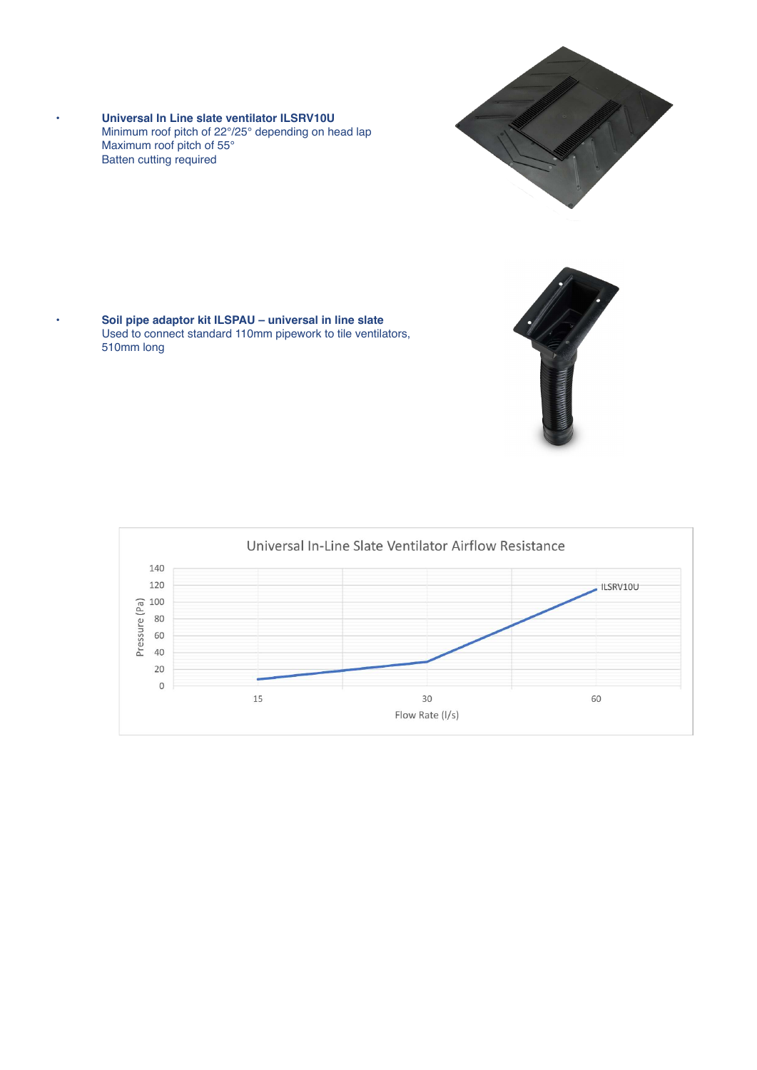- **Universal In Line slate ventilator ILSRV10U**
  Minimum roof pitch of 22°/25° depending on head lap
  Maximum roof pitch of 55°
  Batten cutting required

- **Soil pipe adaptor kit ILSPAU – universal in line slate**
  Used to connect standard 110mm pipework to tile ventilators, 510mm long

Universal In-Line Slate Ventilator Airflow Resistance

Pressure (Pa)

140
120
100
80
60
40
20
0

15
30
60

Flow Rate (l/s)

ILSRV10U